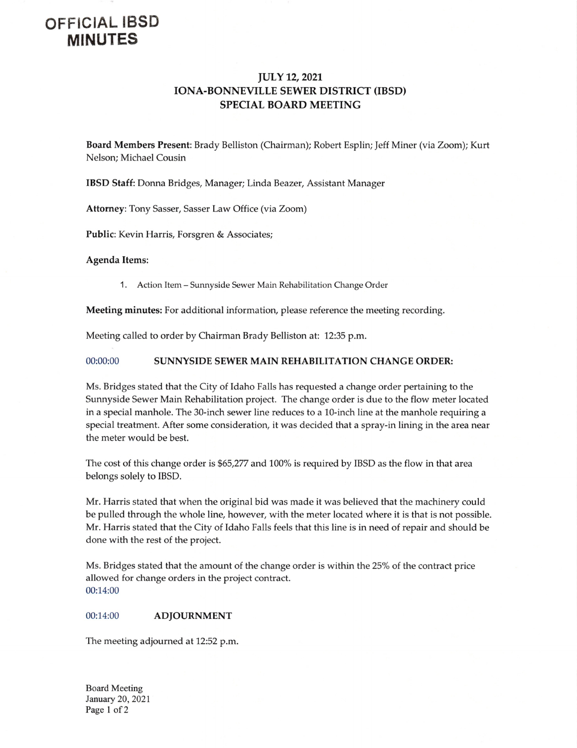# OFFICIAL IBSD MINUTES

## JULY 12, 2021
## IONA-BONNEVILLE SEWER DISTRICT (IBSD)
## SPECIAL BOARD MEETING

**Board Members Present**: Brady Belliston (Chairman); Robert Esplin; Jeff Miner (via Zoom); Kurt Nelson; Michael Cousin

**IBSD Staff**: Donna Bridges, Manager; Linda Beazer, Assistant Manager

**Attorney**: Tony Sasser, Sasser Law Office (via Zoom)

**Public**: Kevin Harris, Forsgren & Associates;

**Agenda Items:**

1. Action Item – Sunnyside Sewer Main Rehabilitation Change Order

**Meeting minutes:** For additional information, please reference the meeting recording.

Meeting called to order by Chairman Brady Belliston at: 12:35 p.m.

00:00:00 **SUNNYSIDE SEWER MAIN REHABILITATION CHANGE ORDER:**

Ms. Bridges stated that the City of Idaho Falls has requested a change order pertaining to the Sunnyside Sewer Main Rehabilitation project. The change order is due to the flow meter located in a special manhole. The 30-inch sewer line reduces to a 10-inch line at the manhole requiring a special treatment. After some consideration, it was decided that a spray-in lining in the area near the meter would be best.

The cost of this change order is $65,277 and 100% is required by IBSD as the flow in that area belongs solely to IBSD.

Mr. Harris stated that when the original bid was made it was believed that the machinery could be pulled through the whole line, however, with the meter located where it is that is not possible. Mr. Harris stated that the City of Idaho Falls feels that this line is in need of repair and should be done with the rest of the project.

Ms. Bridges stated that the amount of the change order is within the 25% of the contract price allowed for change orders in the project contract.
00:14:00

00:14:00 **ADJOURNMENT**

The meeting adjourned at 12:52 p.m.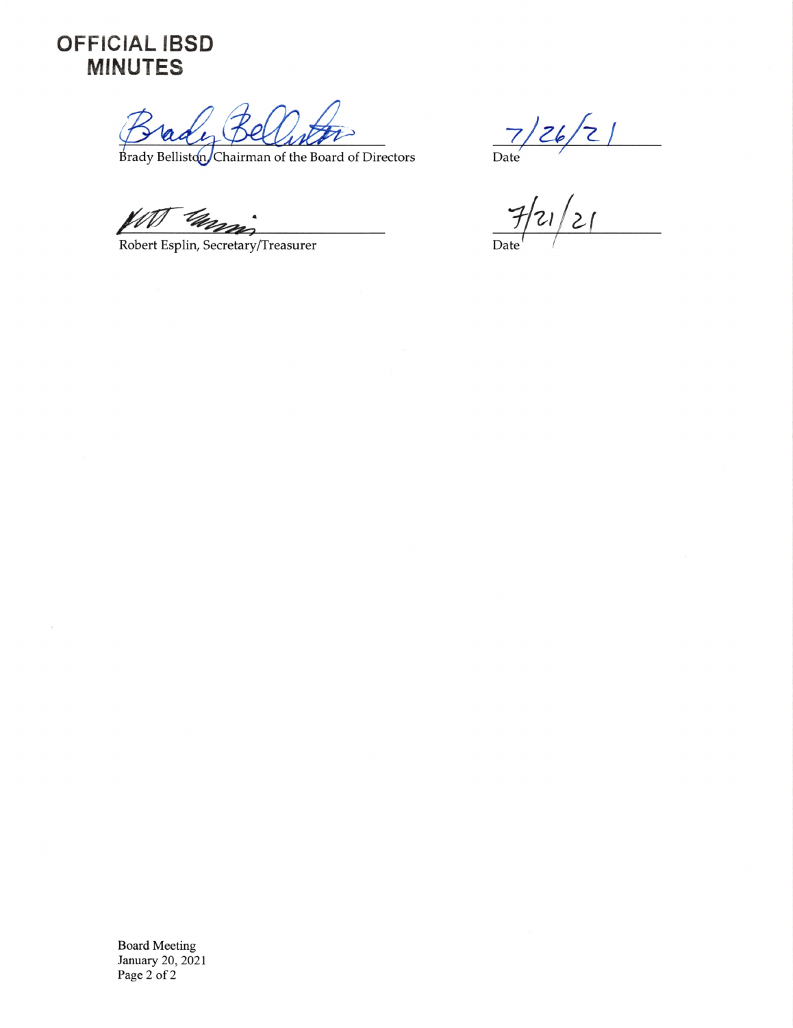**OFFICIAL IBSD MINUTES**

Brady Belliston, Chairman of the Board of Directors — Date: 7/26/21

Robert Esplin, Secretary/Treasurer — Date: 7/21/21

Board Meeting
January 20, 2021